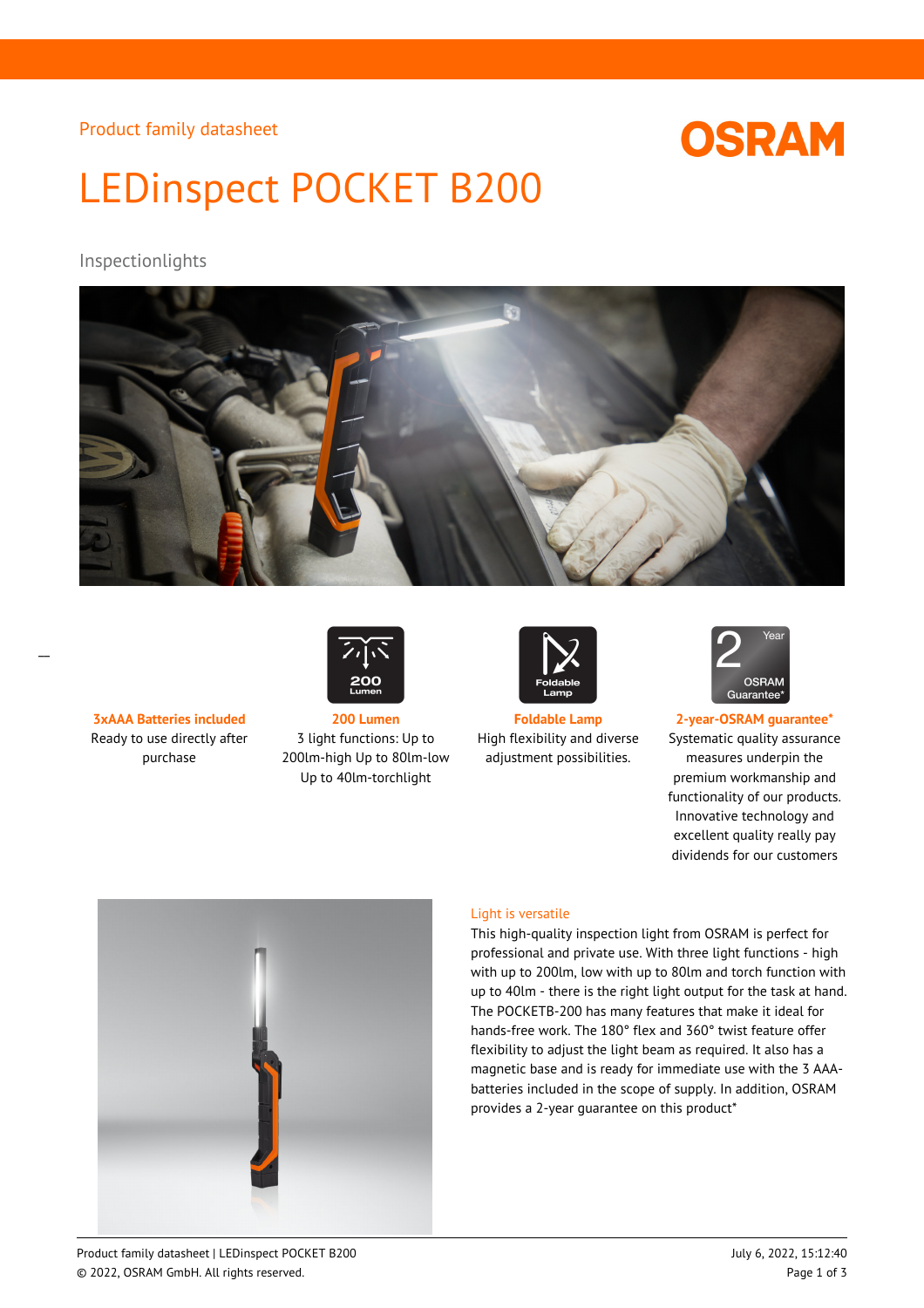Product family datasheet

# LEDinspect POCKET B200

Inspectionlights

**3xAAA Batteries included**
Ready to use directly after purchase

**200 Lumen**
3 light functions: Up to 200lm-high Up to 80lm-low Up to 40lm-torchlight

**Foldable Lamp**
High flexibility and diverse adjustment possibilities.

**2-year-OSRAM guarantee***
Systematic quality assurance measures underpin the premium workmanship and functionality of our products. Innovative technology and excellent quality really pay dividends for our customers

## Light is versatile

This high-quality inspection light from OSRAM is perfect for professional and private use. With three light functions - high with up to 200lm, low with up to 80lm and torch function with up to 40lm - there is the right light output for the task at hand. The POCKETB-200 has many features that make it ideal for hands-free work. The 180° flex and 360° twist feature offer flexibility to adjust the light beam as required. It also has a magnetic base and is ready for immediate use with the 3 AAA-batteries included in the scope of supply. In addition, OSRAM provides a 2-year guarantee on this product*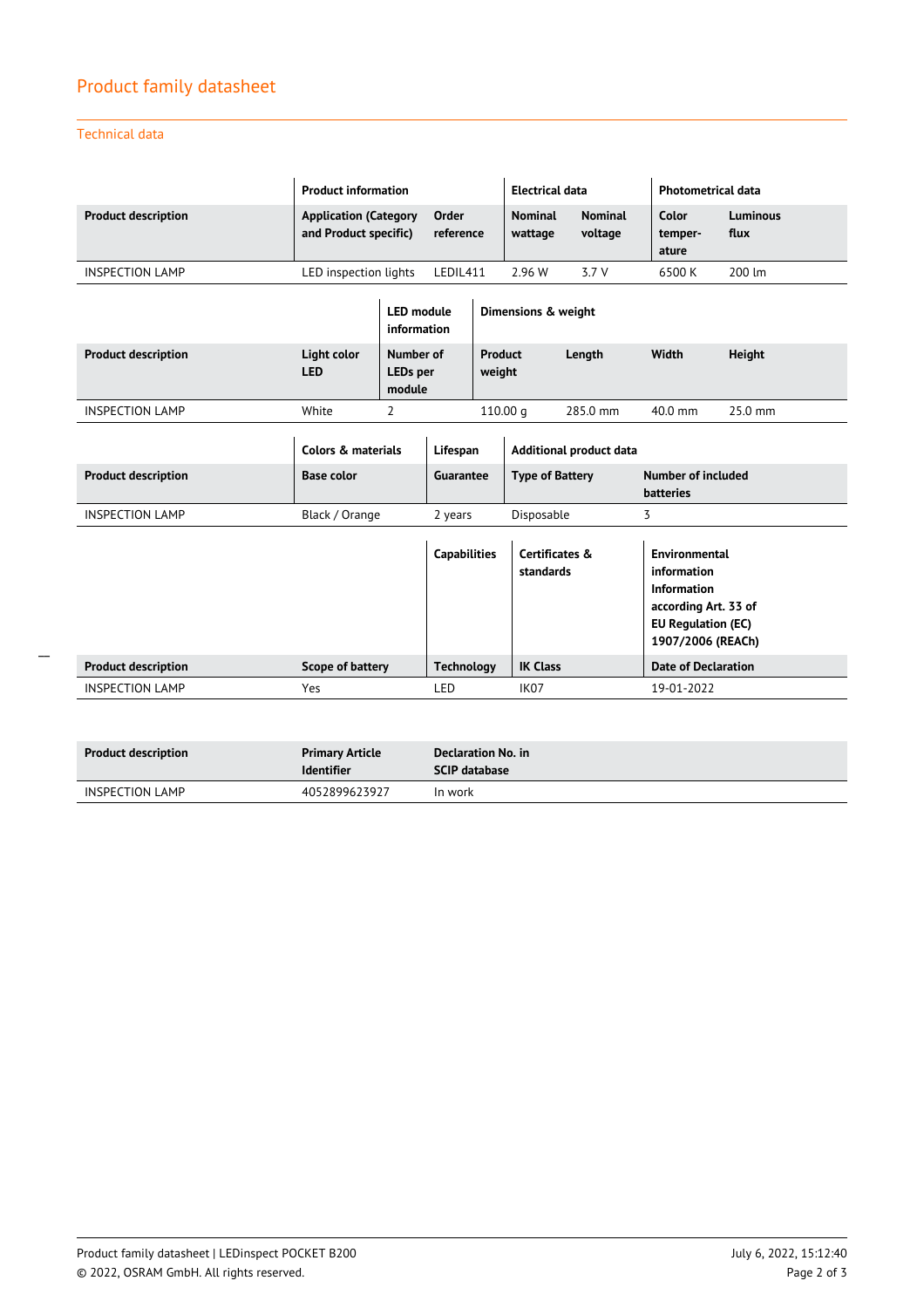## Product family datasheet

### Technical data

| | Product information | | Electrical data | | Photometrical data | |
|---|---|---|---|---|---|---|
| **Product description** | **Application (Category and Product specific)** | **Order reference** | **Nominal wattage** | **Nominal voltage** | **Color temperature** | **Luminous flux** |
| INSPECTION LAMP | LED inspection lights | LEDIL411 | 2.96 W | 3.7 V | 6500 K | 200 lm |

| | | LED module information | Dimensions & weight | | | |
|---|---|---|---|---|---|---|
| **Product description** | **Light color LED** | **Number of LEDs per module** | **Product weight** | **Length** | **Width** | **Height** |
| INSPECTION LAMP | White | 2 | 110.00 g | 285.0 mm | 40.0 mm | 25.0 mm |

| | Colors & materials | Lifespan | Additional product data | |
|---|---|---|---|---|
| **Product description** | **Base color** | **Guarantee** | **Type of Battery** | **Number of included batteries** |
| INSPECTION LAMP | Black / Orange | 2 years | Disposable | 3 |

| | | Capabilities | Certificates & standards | Environmental information Information according Art. 33 of EU Regulation (EC) 1907/2006 (REACh) |
|---|---|---|---|---|
| **Product description** | **Scope of battery** | **Technology** | **IK Class** | **Date of Declaration** |
| INSPECTION LAMP | Yes | LED | IK07 | 19-01-2022 |

| **Product description** | **Primary Article Identifier** | **Declaration No. in SCIP database** |
|---|---|---|
| INSPECTION LAMP | 4052899623927 | In work |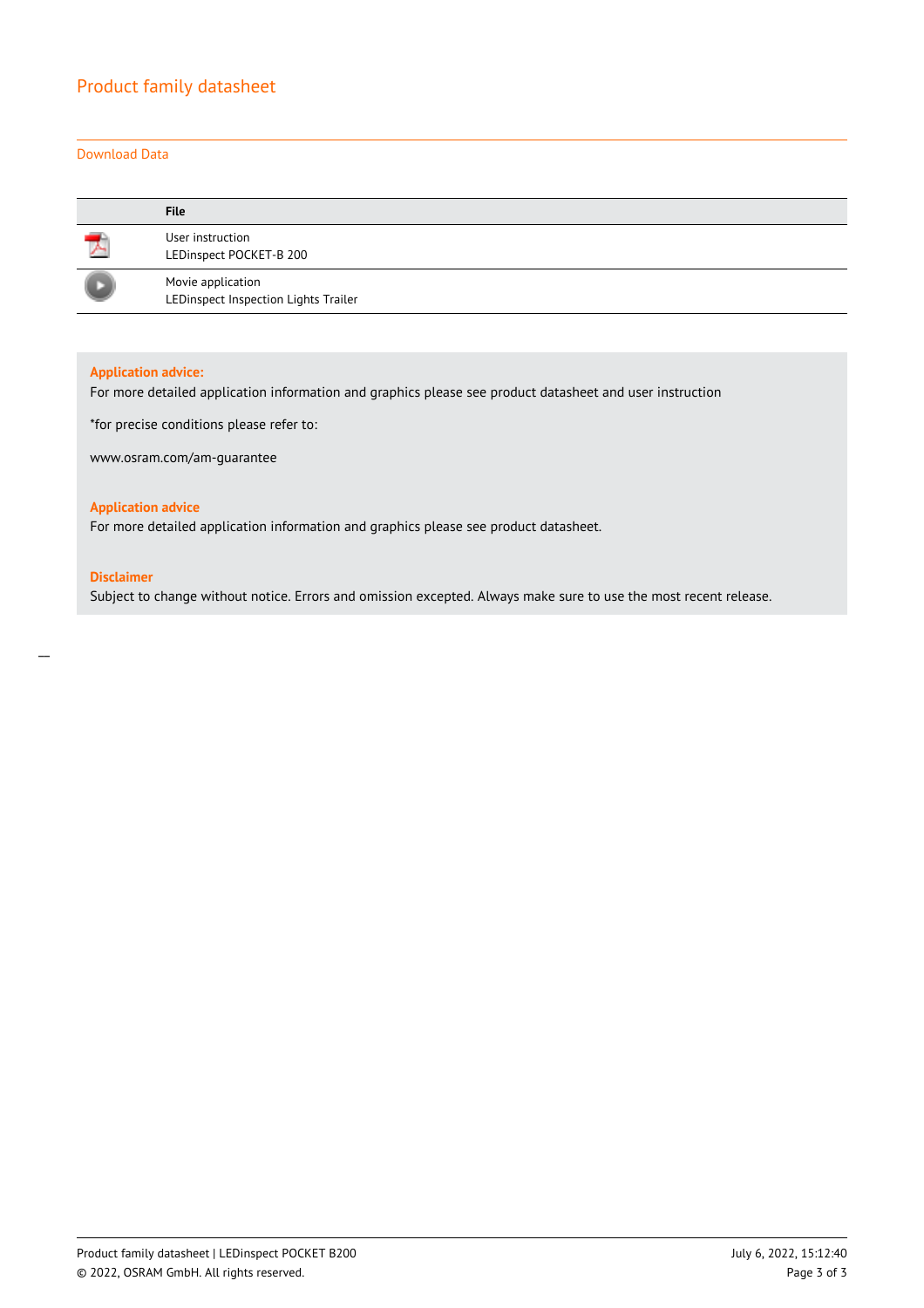# Product family datasheet

## Download Data

| | File |
|---|---|
| | User instruction<br>LEDinspect POCKET-B 200 |
| | Movie application<br>LEDinspect Inspection Lights Trailer |

**Application advice:**

For more detailed application information and graphics please see product datasheet and user instruction

*for precise conditions please refer to:

www.osram.com/am-guarantee

**Application advice**

For more detailed application information and graphics please see product datasheet.

**Disclaimer**

Subject to change without notice. Errors and omission excepted. Always make sure to use the most recent release.